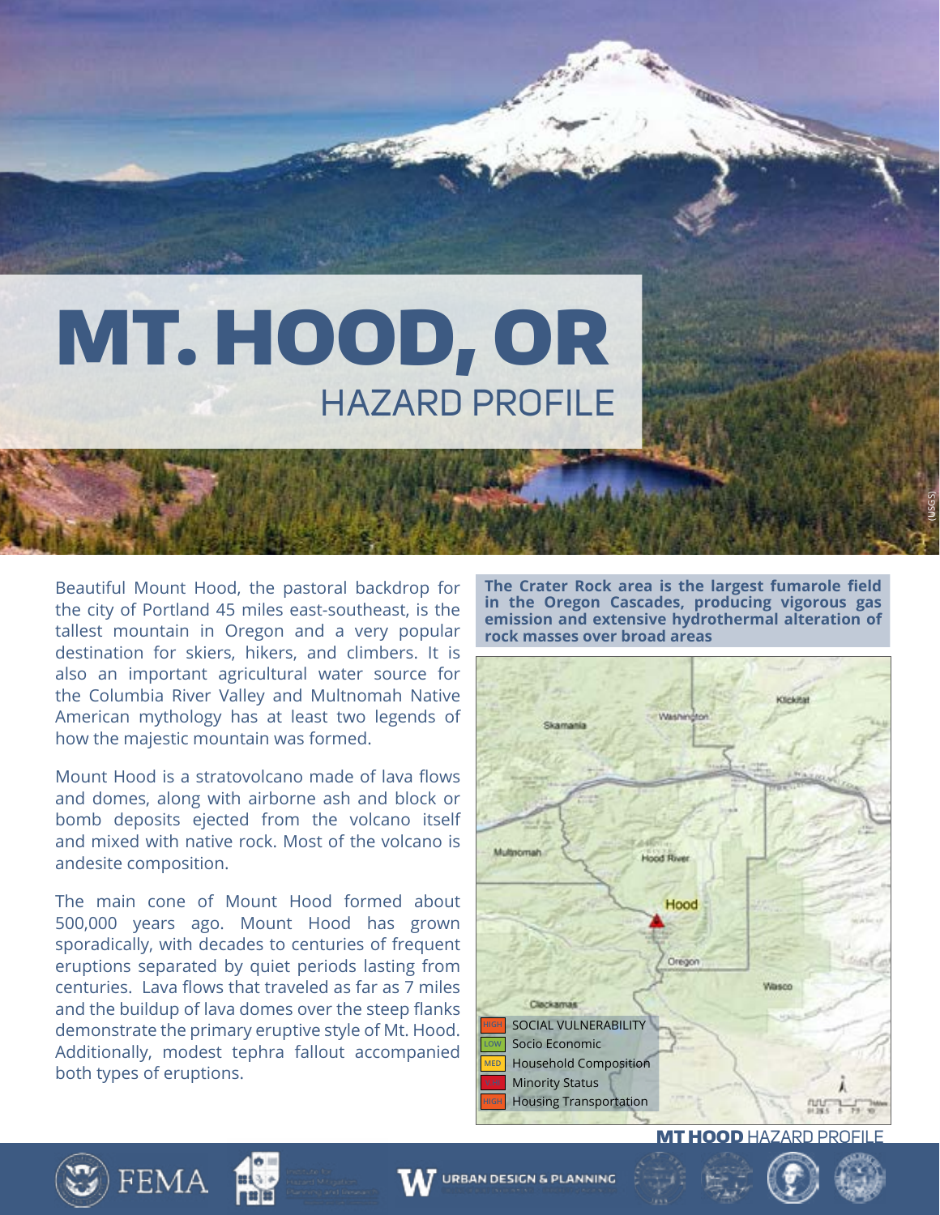# MT. HOOD, OR

## HAZARD PROFILE

Beautiful Mount Hood, the pastoral backdrop for the city of Portland 45 miles east-southeast, is the tallest mountain in Oregon and a very popular destination for skiers, hikers, and climbers. It is also an important agricultural water source for the Columbia River Valley and Multnomah Native American mythology has at least two legends of how the majestic mountain was formed.

Mount Hood is a stratovolcano made of lava flows and domes, along with airborne ash and block or bomb deposits ejected from the volcano itself and mixed with native rock. Most of the volcano is andesite composition.

The main cone of Mount Hood formed about 500,000 years ago. Mount Hood has grown sporadically, with decades to centuries of frequent eruptions separated by quiet periods lasting from centuries. Lava flows that traveled as far as 7 miles and the buildup of lava domes over the steep flanks demonstrate the primary eruptive style of Mt. Hood. Additionally, modest tephra fallout accompanied both types of eruptions.

**The Crater Rock area is the largest fumarole field in the Oregon Cascades, producing vigorous gas emission and extensive hydrothermal alteration of rock masses over broad areas**

| Rating | Category |
| --- | --- |
| HIGH | SOCIAL VULNERABILITY |
| LOW | Socio Economic |
| MED | Household Composition |
| HIGH | Minority Status |
| HIGH | Housing Transportation |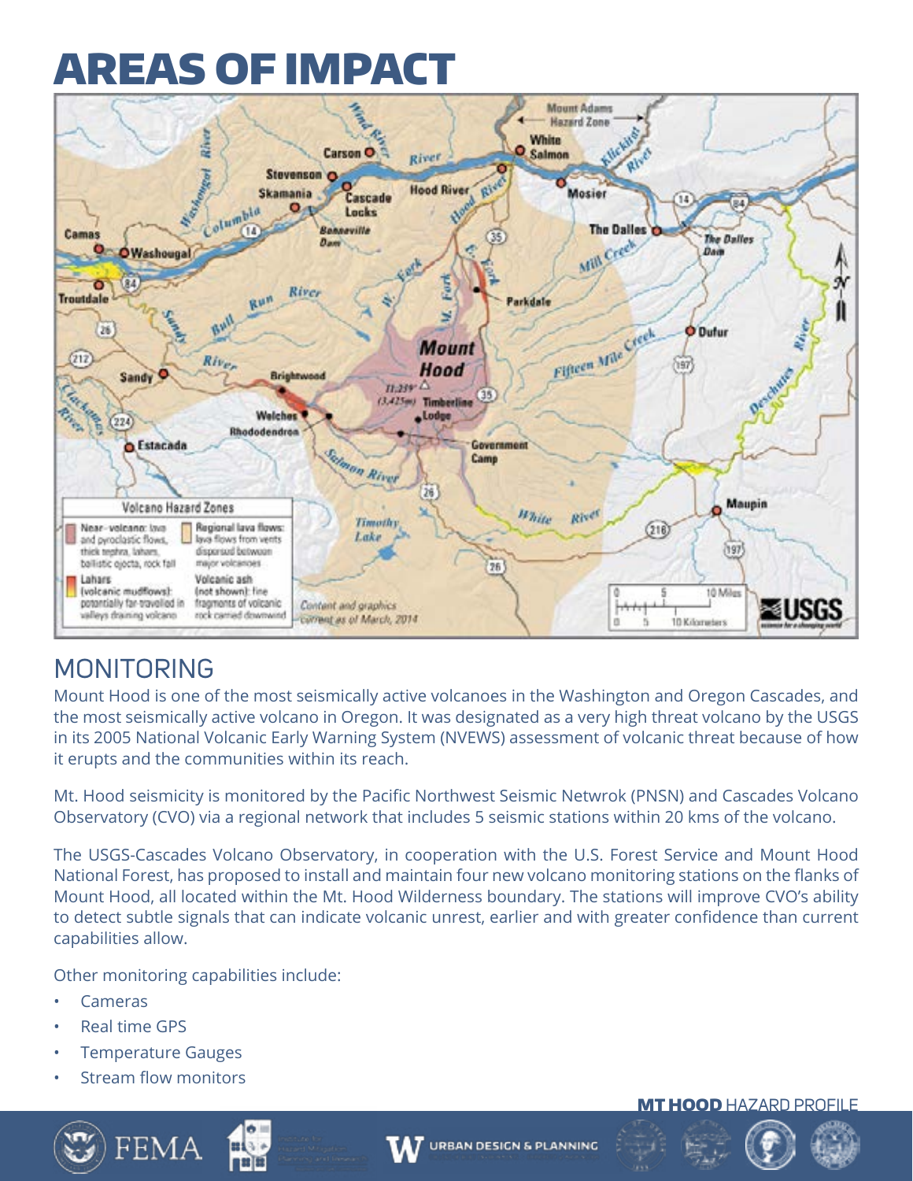# AREAS OF IMPACT

## MONITORING

Mount Hood is one of the most seismically active volcanoes in the Washington and Oregon Cascades, and the most seismically active volcano in Oregon. It was designated as a very high threat volcano by the USGS in its 2005 National Volcanic Early Warning System (NVEWS) assessment of volcanic threat because of how it erupts and the communities within its reach.

Mt. Hood seismicity is monitored by the Pacific Northwest Seismic Netwrok (PNSN) and Cascades Volcano Observatory (CVO) via a regional network that includes 5 seismic stations within 20 kms of the volcano.

The USGS-Cascades Volcano Observatory, in cooperation with the U.S. Forest Service and Mount Hood National Forest, has proposed to install and maintain four new volcano monitoring stations on the flanks of Mount Hood, all located within the Mt. Hood Wilderness boundary. The stations will improve CVO's ability to detect subtle signals that can indicate volcanic unrest, earlier and with greater confidence than current capabilities allow.

Other monitoring capabilities include:

- Cameras
- Real time GPS
- Temperature Gauges
- Stream flow monitors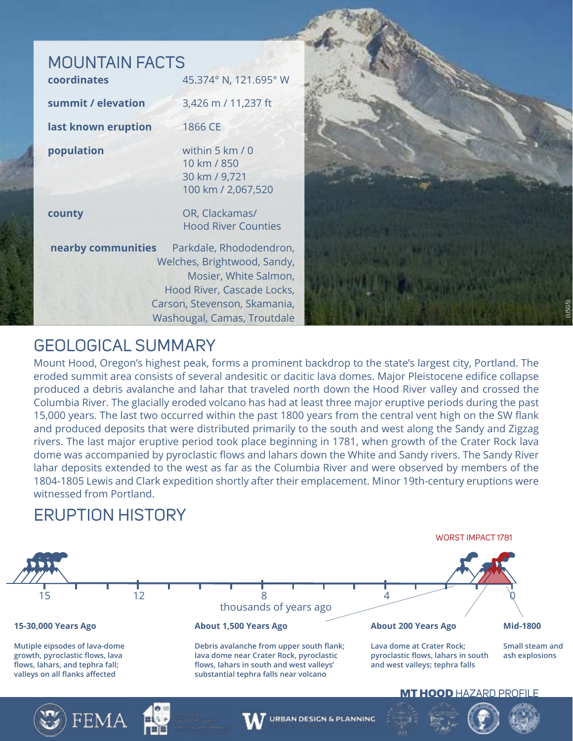## MOUNTAIN FACTS

| | |
|---|---|
| **coordinates** | 45.374° N, 121.695° W |
| **summit / elevation** | 3,426 m / 11,237 ft |
| **last known eruption** | 1866 CE |
| **population** | within 5 km / 0<br>10 km / 850<br>30 km / 9,721<br>100 km / 2,067,520 |
| **county** | OR, Clackamas/ Hood River Counties |
| **nearby communities** | Parkdale, Rhododendron, Welches, Brightwood, Sandy, Mosier, White Salmon, Hood River, Cascade Locks, Carson, Stevenson, Skamania, Washougal, Camas, Troutdale |

(USGS)

## GEOLOGICAL SUMMARY

Mount Hood, Oregon's highest peak, forms a prominent backdrop to the state's largest city, Portland. The eroded summit area consists of several andesitic or dacitic lava domes. Major Pleistocene edifice collapse produced a debris avalanche and lahar that traveled north down the Hood River valley and crossed the Columbia River. The glacially eroded volcano has had at least three major eruptive periods during the past 15,000 years. The last two occurred within the past 1800 years from the central vent high on the SW flank and produced deposits that were distributed primarily to the south and west along the Sandy and Zigzag rivers. The last major eruptive period took place beginning in 1781, when growth of the Crater Rock lava dome was accompanied by pyroclastic flows and lahars down the White and Sandy rivers. The Sandy River lahar deposits extended to the west as far as the Columbia River and were observed by members of the 1804-1805 Lewis and Clark expedition shortly after their emplacement. Minor 19th-century eruptions were witnessed from Portland.

## ERUPTION HISTORY

WORST IMPACT 1781

15 — 12 — 8 — 4 — 0
thousands of years ago

**15-30,000 Years Ago**

Mutiple eipsodes of lava-dome growth, pyroclastic flows, lava flows, lahars, and tephra fall; valleys on all flanks affected

**About 1,500 Years Ago**

Debris avalanche from upper south flank; lava dome near Crater Rock, pyroclastic flows, lahars in south and west valleys' substantial tephra falls near volcano

**About 200 Years Ago**

Lava dome at Crater Rock; pyroclastic flows, lahars in south and west valleys; tephra falls

**Mid-1800**

Small steam and ash explosions

**MT HOOD** HAZARD PROFILE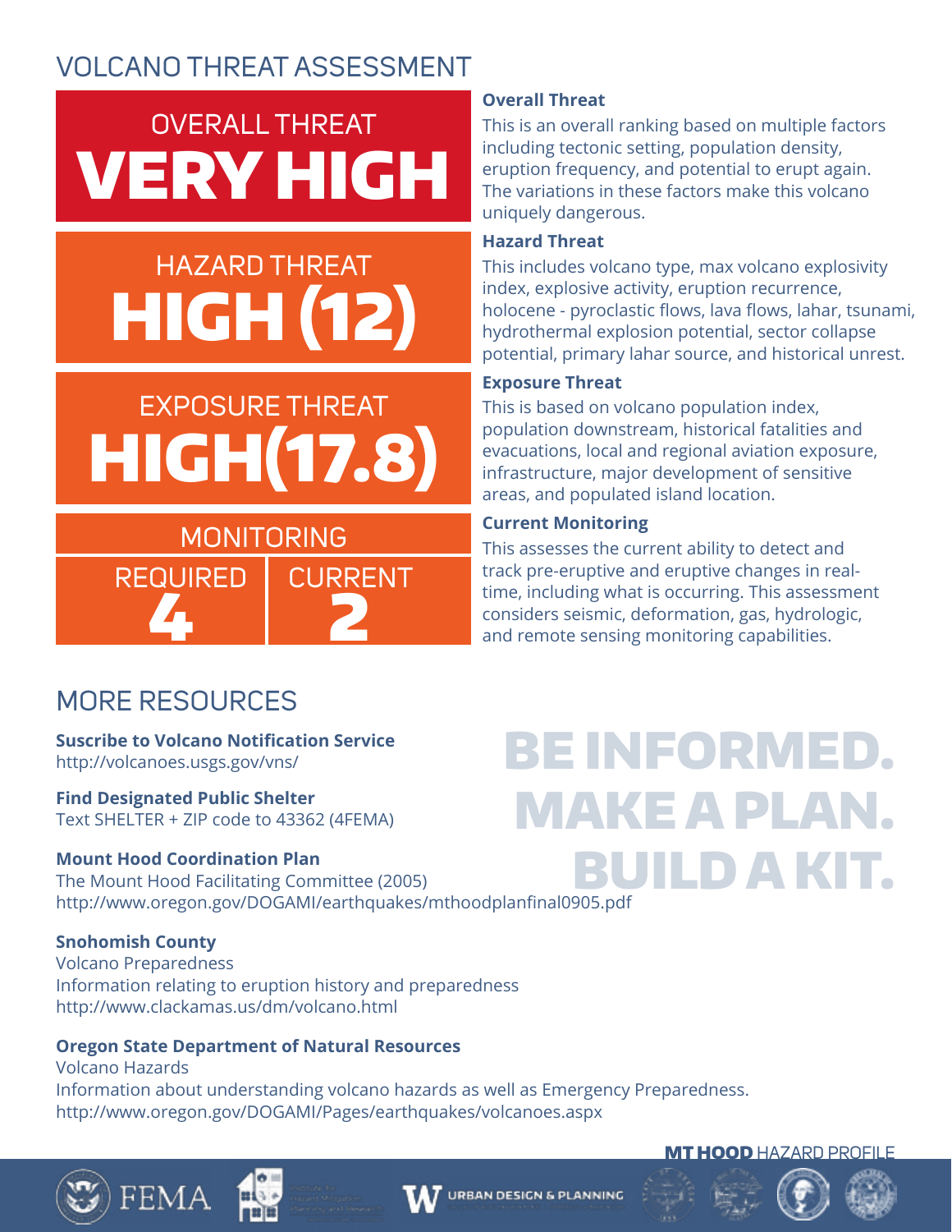# VOLCANO THREAT ASSESSMENT

**OVERALL THREAT**
**VERY HIGH**

**HAZARD THREAT**
**HIGH (12)**

**EXPOSURE THREAT**
**HIGH(17.8)**

**MONITORING**

| REQUIRED | CURRENT |
| --- | --- |
| 4 | 2 |

**Overall Threat**
This is an overall ranking based on multiple factors including tectonic setting, population density, eruption frequency, and potential to erupt again. The variations in these factors make this volcano uniquely dangerous.

**Hazard Threat**
This includes volcano type, max volcano explosivity index, explosive activity, eruption recurrence, holocene - pyroclastic flows, lava flows, lahar, tsunami, hydrothermal explosion potential, sector collapse potential, primary lahar source, and historical unrest.

**Exposure Threat**
This is based on volcano population index, population downstream, historical fatalities and evacuations, local and regional aviation exposure, infrastructure, major development of sensitive areas, and populated island location.

**Current Monitoring**
This assesses the current ability to detect and track pre-eruptive and eruptive changes in real-time, including what is occurring. This assessment considers seismic, deformation, gas, hydrologic, and remote sensing monitoring capabilities.

## MORE RESOURCES

**Suscribe to Volcano Notification Service**
http://volcanoes.usgs.gov/vns/

**Find Designated Public Shelter**
Text SHELTER + ZIP code to 43362 (4FEMA)

**Mount Hood Coordination Plan**
The Mount Hood Facilitating Committee (2005)
http://www.oregon.gov/DOGAMI/earthquakes/mthoodplanfinal0905.pdf

**Snohomish County**
Volcano Preparedness
Information relating to eruption history and preparedness
http://www.clackamas.us/dm/volcano.html

**Oregon State Department of Natural Resources**
Volcano Hazards
Information about understanding volcano hazards as well as Emergency Preparedness.
http://www.oregon.gov/DOGAMI/Pages/earthquakes/volcanoes.aspx

**BE INFORMED. MAKE A PLAN. BUILD A KIT.**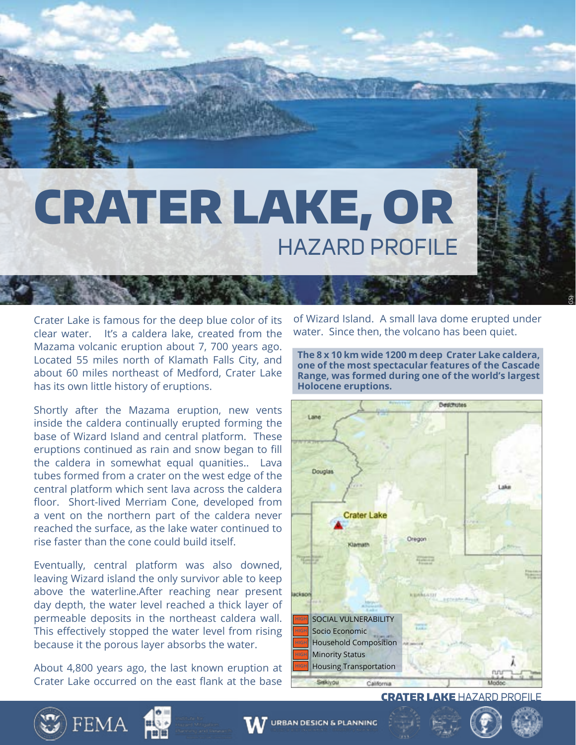# CRATER LAKE, OR

## HAZARD PROFILE

Crater Lake is famous for the deep blue color of its clear water. It's a caldera lake, created from the Mazama volcanic eruption about 7, 700 years ago. Located 55 miles north of Klamath Falls City, and about 60 miles northeast of Medford, Crater Lake has its own little history of eruptions.

Shortly after the Mazama eruption, new vents inside the caldera continually erupted forming the base of Wizard Island and central platform. These eruptions continued as rain and snow began to fill the caldera in somewhat equal quantities.. Lava tubes formed from a crater on the west edge of the central platform which sent lava across the caldera floor. Short-lived Merriam Cone, developed from a vent on the northern part of the caldera never reached the surface, as the lake water continued to rise faster than the cone could build itself.

Eventually, central platform was also downed, leaving Wizard island the only survivor able to keep above the waterline.After reaching near present day depth, the water level reached a thick layer of permeable deposits in the northeast caldera wall. This effectively stopped the water level from rising because it the porous layer absorbs the water.

About 4,800 years ago, the last known eruption at Crater Lake occurred on the east flank at the base of Wizard Island. A small lava dome erupted under water. Since then, the volcano has been quiet.

**The 8 x 10 km wide 1200 m deep Crater Lake caldera, one of the most spectacular features of the Cascade Range, was formed during one of the world's largest Holocene eruptions.**

| Rating | Category |
|---|---|
| HIGH | SOCIAL VULNERABILITY |
| HIGH | Socio Economic |
| HIGH | Household Composition |
| HIGH | Minority Status |
| HIGH | Housing Transportation |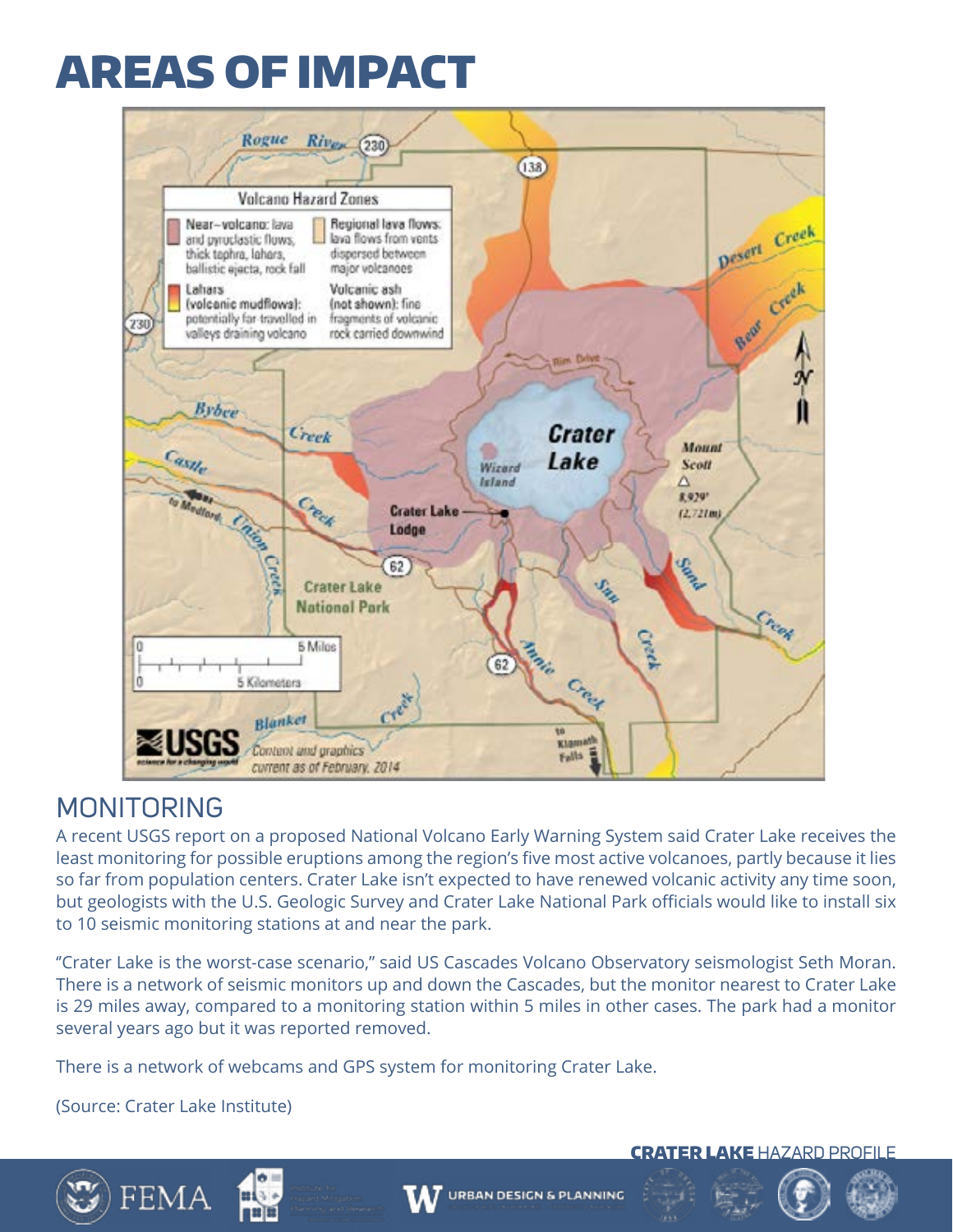# AREAS OF IMPACT

## MONITORING

A recent USGS report on a proposed National Volcano Early Warning System said Crater Lake receives the least monitoring for possible eruptions among the region's five most active volcanoes, partly because it lies so far from population centers. Crater Lake isn't expected to have renewed volcanic activity any time soon, but geologists with the U.S. Geologic Survey and Crater Lake National Park officials would like to install six to 10 seismic monitoring stations at and near the park.

"Crater Lake is the worst-case scenario," said US Cascades Volcano Observatory seismologist Seth Moran. There is a network of seismic monitors up and down the Cascades, but the monitor nearest to Crater Lake is 29 miles away, compared to a monitoring station within 5 miles in other cases. The park had a monitor several years ago but it was reported removed.

There is a network of webcams and GPS system for monitoring Crater Lake.

(Source: Crater Lake Institute)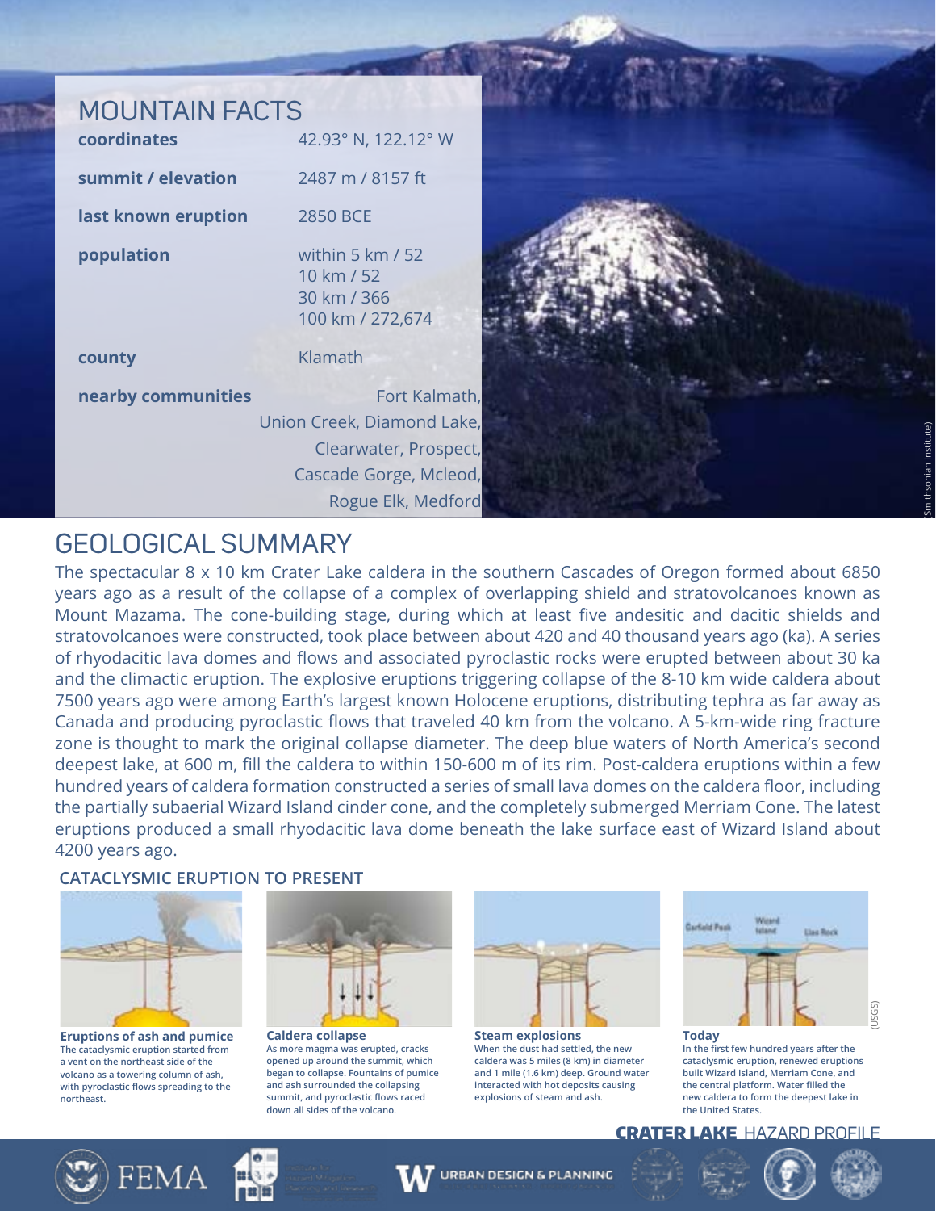## MOUNTAIN FACTS

| | |
|---|---|
| **coordinates** | 42.93° N, 122.12° W |
| **summit / elevation** | 2487 m / 8157 ft |
| **last known eruption** | 2850 BCE |
| **population** | within 5 km / 52<br>10 km / 52<br>30 km / 366<br>100 km / 272,674 |
| **county** | Klamath |
| **nearby communities** | Fort Kalmath, Union Creek, Diamond Lake, Clearwater, Prospect, Cascade Gorge, Mcleod, Rogue Elk, Medford |

(Smithsonian Institute)

## GEOLOGICAL SUMMARY

The spectacular 8 x 10 km Crater Lake caldera in the southern Cascades of Oregon formed about 6850 years ago as a result of the collapse of a complex of overlapping shield and stratovolcanoes known as Mount Mazama. The cone-building stage, during which at least five andesitic and dacitic shields and stratovolcanoes were constructed, took place between about 420 and 40 thousand years ago (ka). A series of rhyodacitic lava domes and flows and associated pyroclastic rocks were erupted between about 30 ka and the climactic eruption. The explosive eruptions triggering collapse of the 8-10 km wide caldera about 7500 years ago were among Earth's largest known Holocene eruptions, distributing tephra as far away as Canada and producing pyroclastic flows that traveled 40 km from the volcano. A 5-km-wide ring fracture zone is thought to mark the original collapse diameter. The deep blue waters of North America's second deepest lake, at 600 m, fill the caldera to within 150-600 m of its rim. Post-caldera eruptions within a few hundred years of caldera formation constructed a series of small lava domes on the caldera floor, including the partially subaerial Wizard Island cinder cone, and the completely submerged Merriam Cone. The latest eruptions produced a small rhyodacitic lava dome beneath the lake surface east of Wizard Island about 4200 years ago.

### CATACLYSMIC ERUPTION TO PRESENT

**Eruptions of ash and pumice**
The cataclysmic eruption started from a vent on the northeast side of the volcano as a towering column of ash, with pyroclastic flows spreading to the northeast.

**Caldera collapse**
As more magma was erupted, cracks opened up around the summit, which began to collapse. Fountains of pumice and ash surrounded the collapsing summit, and pyroclastic flows raced down all sides of the volcano.

**Steam explosions**
When the dust had settled, the new caldera was 5 miles (8 km) in diameter and 1 mile (1.6 km) deep. Ground water interacted with hot deposits causing explosions of steam and ash.

**Today**
In the first few hundred years after the cataclysmic eruption, renewed eruptions built Wizard Island, Merriam Cone, and the central platform. Water filled the new caldera to form the deepest lake in the United States.

(USGS)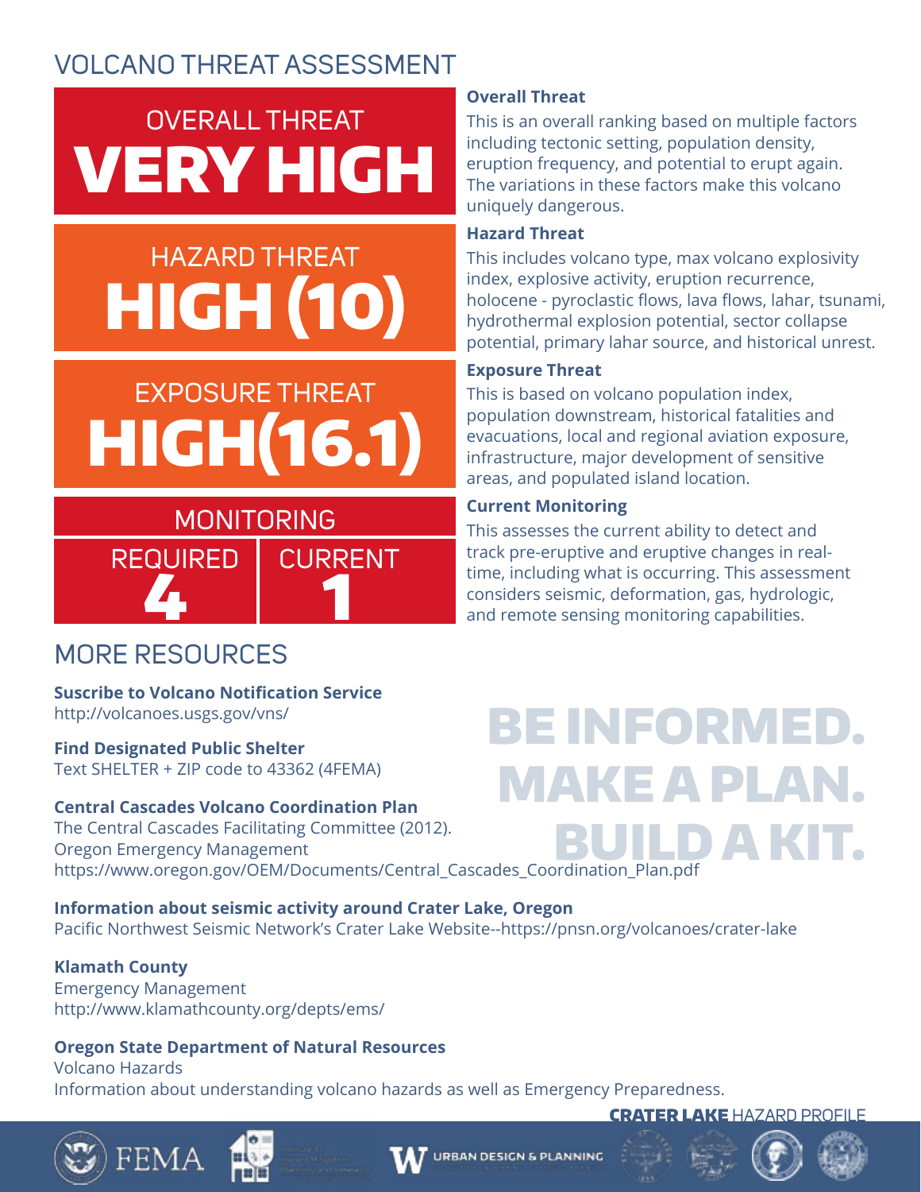# VOLCANO THREAT ASSESSMENT

**OVERALL THREAT**
**VERY HIGH**

**HAZARD THREAT**
**HIGH (10)**

**EXPOSURE THREAT**
**HIGH(16.1)**

**MONITORING**

| REQUIRED | CURRENT |
|---|---|
| 4 | 1 |

**Overall Threat**
This is an overall ranking based on multiple factors including tectonic setting, population density, eruption frequency, and potential to erupt again. The variations in these factors make this volcano uniquely dangerous.

**Hazard Threat**
This includes volcano type, max volcano explosivity index, explosive activity, eruption recurrence, holocene - pyroclastic flows, lava flows, lahar, tsunami, hydrothermal explosion potential, sector collapse potential, primary lahar source, and historical unrest.

**Exposure Threat**
This is based on volcano population index, population downstream, historical fatalities and evacuations, local and regional aviation exposure, infrastructure, major development of sensitive areas, and populated island location.

**Current Monitoring**
This assesses the current ability to detect and track pre-eruptive and eruptive changes in real-time, including what is occurring. This assessment considers seismic, deformation, gas, hydrologic, and remote sensing monitoring capabilities.

## MORE RESOURCES

**Suscribe to Volcano Notification Service**
http://volcanoes.usgs.gov/vns/

**Find Designated Public Shelter**
Text SHELTER + ZIP code to 43362 (4FEMA)

**Central Cascades Volcano Coordination Plan**
The Central Cascades Facilitating Committee (2012).
Oregon Emergency Management
https://www.oregon.gov/OEM/Documents/Central_Cascades_Coordination_Plan.pdf

**Information about seismic activity around Crater Lake, Oregon**
Pacific Northwest Seismic Network's Crater Lake Website--https://pnsn.org/volcanoes/crater-lake

**Klamath County**
Emergency Management
http://www.klamathcounty.org/depts/ems/

**Oregon State Department of Natural Resources**
Volcano Hazards
Information about understanding volcano hazards as well as Emergency Preparedness.

**BE INFORMED. MAKE A PLAN. BUILD A KIT.**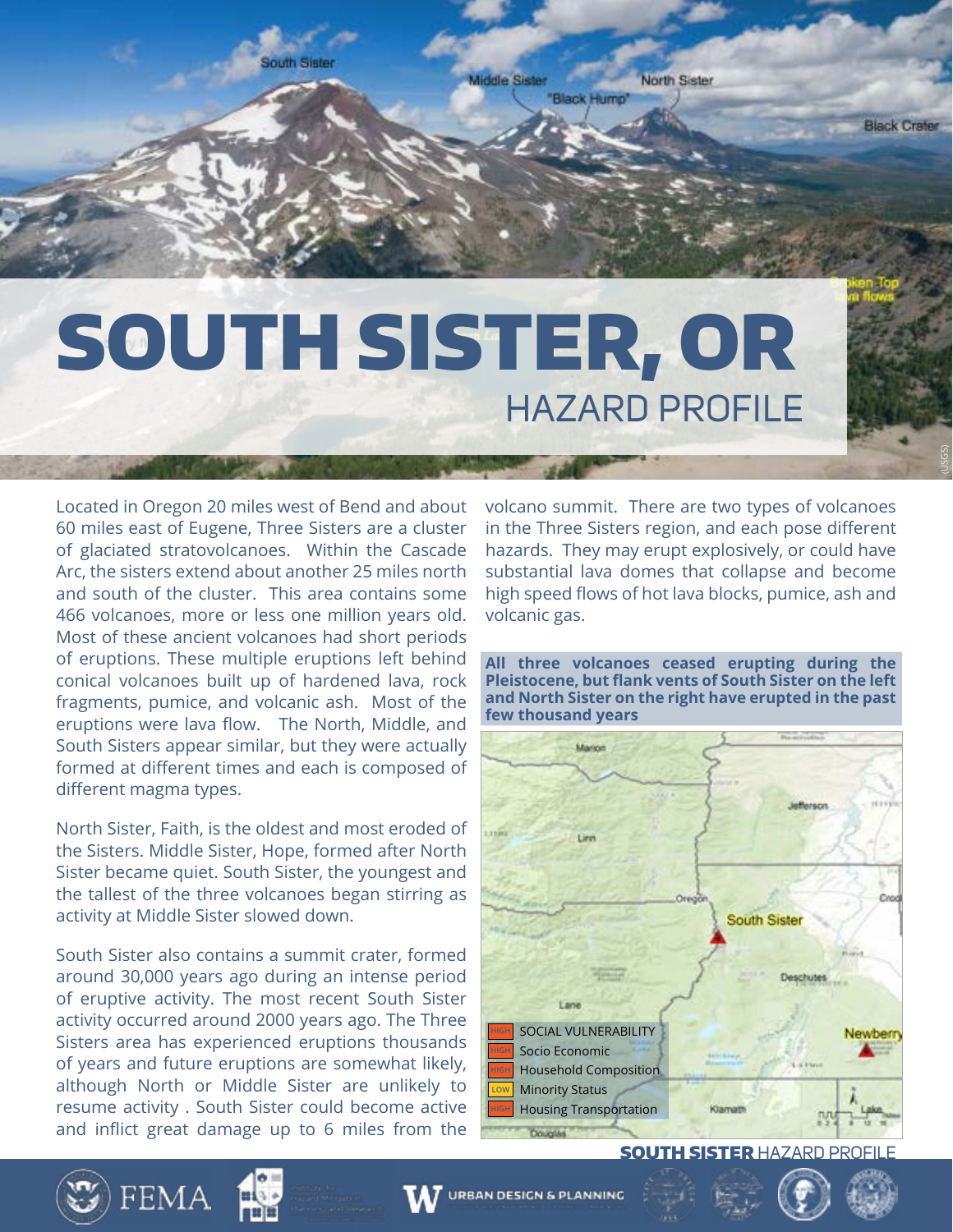# SOUTH SISTER, OR

## HAZARD PROFILE

Located in Oregon 20 miles west of Bend and about 60 miles east of Eugene, Three Sisters are a cluster of glaciated stratovolcanoes. Within the Cascade Arc, the sisters extend about another 25 miles north and south of the cluster. This area contains some 466 volcanoes, more or less one million years old. Most of these ancient volcanoes had short periods of eruptions. These multiple eruptions left behind conical volcanoes built up of hardened lava, rock fragments, pumice, and volcanic ash. Most of the eruptions were lava flow. The North, Middle, and South Sisters appear similar, but they were actually formed at different times and each is composed of different magma types.

North Sister, Faith, is the oldest and most eroded of the Sisters. Middle Sister, Hope, formed after North Sister became quiet. South Sister, the youngest and the tallest of the three volcanoes began stirring as activity at Middle Sister slowed down.

South Sister also contains a summit crater, formed around 30,000 years ago during an intense period of eruptive activity. The most recent South Sister activity occurred around 2000 years ago. The Three Sisters area has experienced eruptions thousands of years and future eruptions are somewhat likely, although North or Middle Sister are unlikely to resume activity . South Sister could become active and inflict great damage up to 6 miles from the volcano summit. There are two types of volcanoes in the Three Sisters region, and each pose different hazards. They may erupt explosively, or could have substantial lava domes that collapse and become high speed flows of hot lava blocks, pumice, ash and volcanic gas.

**All three volcanoes ceased erupting during the Pleistocene, but flank vents of South Sister on the left and North Sister on the right have erupted in the past few thousand years**

| Rating | Category |
|---|---|
| HIGH | SOCIAL VULNERABILITY |
| HIGH | Socio Economic |
| HIGH | Household Composition |
| LOW | Minority Status |
| HIGH | Housing Transportation |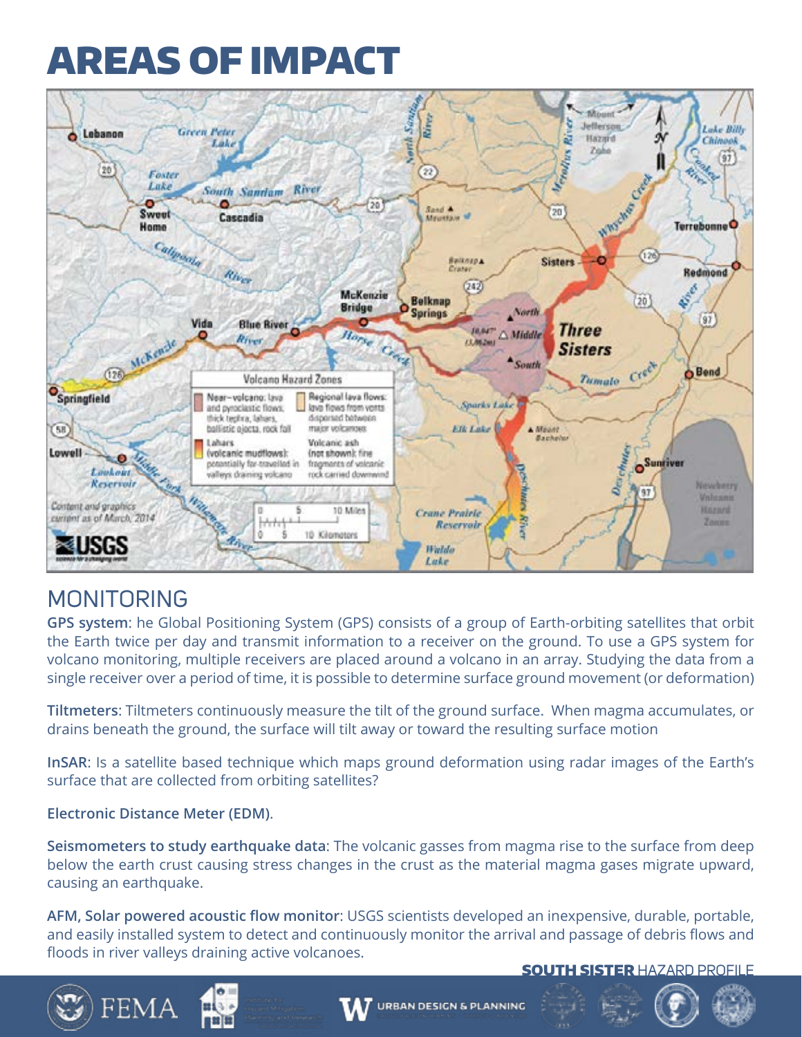# AREAS OF IMPACT

## MONITORING

**GPS system**: he Global Positioning System (GPS) consists of a group of Earth-orbiting satellites that orbit the Earth twice per day and transmit information to a receiver on the ground. To use a GPS system for volcano monitoring, multiple receivers are placed around a volcano in an array. Studying the data from a single receiver over a period of time, it is possible to determine surface ground movement (or deformation)

**Tiltmeters**: Tiltmeters continuously measure the tilt of the ground surface. When magma accumulates, or drains beneath the ground, the surface will tilt away or toward the resulting surface motion

**InSAR**: Is a satellite based technique which maps ground deformation using radar images of the Earth's surface that are collected from orbiting satellites?

**Electronic Distance Meter (EDM)**.

**Seismometers to study earthquake data**: The volcanic gasses from magma rise to the surface from deep below the earth crust causing stress changes in the crust as the material magma gases migrate upward, causing an earthquake.

**AFM, Solar powered acoustic flow monitor**: USGS scientists developed an inexpensive, durable, portable, and easily installed system to detect and continuously monitor the arrival and passage of debris flows and floods in river valleys draining active volcanoes.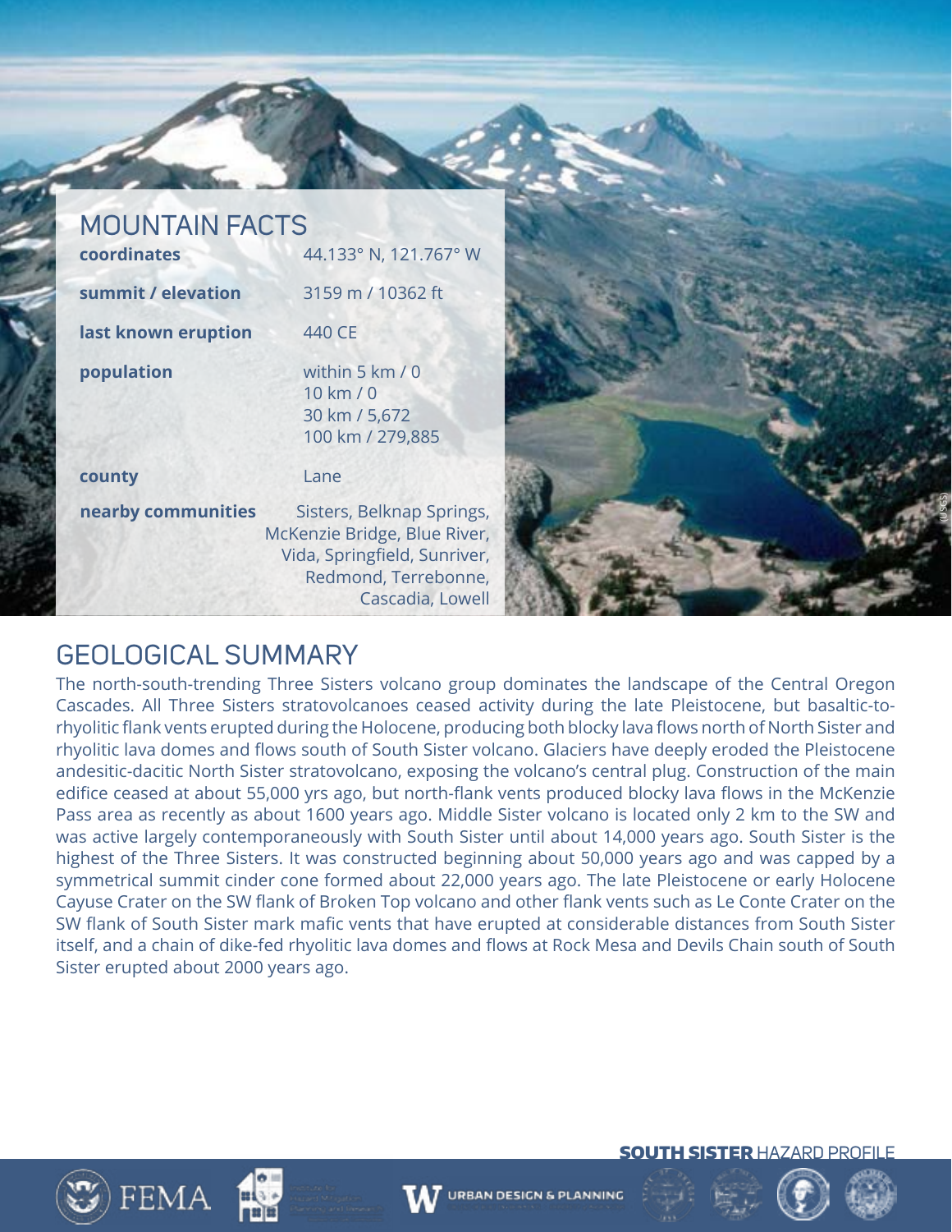## MOUNTAIN FACTS

| | |
|---|---|
| **coordinates** | 44.133° N, 121.767° W |
| **summit / elevation** | 3159 m / 10362 ft |
| **last known eruption** | 440 CE |
| **population** | within 5 km / 0<br>10 km / 0<br>30 km / 5,672<br>100 km / 279,885 |
| **county** | Lane |
| **nearby communities** | Sisters, Belknap Springs, McKenzie Bridge, Blue River, Vida, Springfield, Sunriver, Redmond, Terrebonne, Cascadia, Lowell |

(USGS)

## GEOLOGICAL SUMMARY

The north-south-trending Three Sisters volcano group dominates the landscape of the Central Oregon Cascades. All Three Sisters stratovolcanoes ceased activity during the late Pleistocene, but basaltic-to-rhyolitic flank vents erupted during the Holocene, producing both blocky lava flows north of North Sister and rhyolitic lava domes and flows south of South Sister volcano. Glaciers have deeply eroded the Pleistocene andesitic-dacitic North Sister stratovolcano, exposing the volcano's central plug. Construction of the main edifice ceased at about 55,000 yrs ago, but north-flank vents produced blocky lava flows in the McKenzie Pass area as recently as about 1600 years ago. Middle Sister volcano is located only 2 km to the SW and was active largely contemporaneously with South Sister until about 14,000 years ago. South Sister is the highest of the Three Sisters. It was constructed beginning about 50,000 years ago and was capped by a symmetrical summit cinder cone formed about 22,000 years ago. The late Pleistocene or early Holocene Cayuse Crater on the SW flank of Broken Top volcano and other flank vents such as Le Conte Crater on the SW flank of South Sister mark mafic vents that have erupted at considerable distances from South Sister itself, and a chain of dike-fed rhyolitic lava domes and flows at Rock Mesa and Devils Chain south of South Sister erupted about 2000 years ago.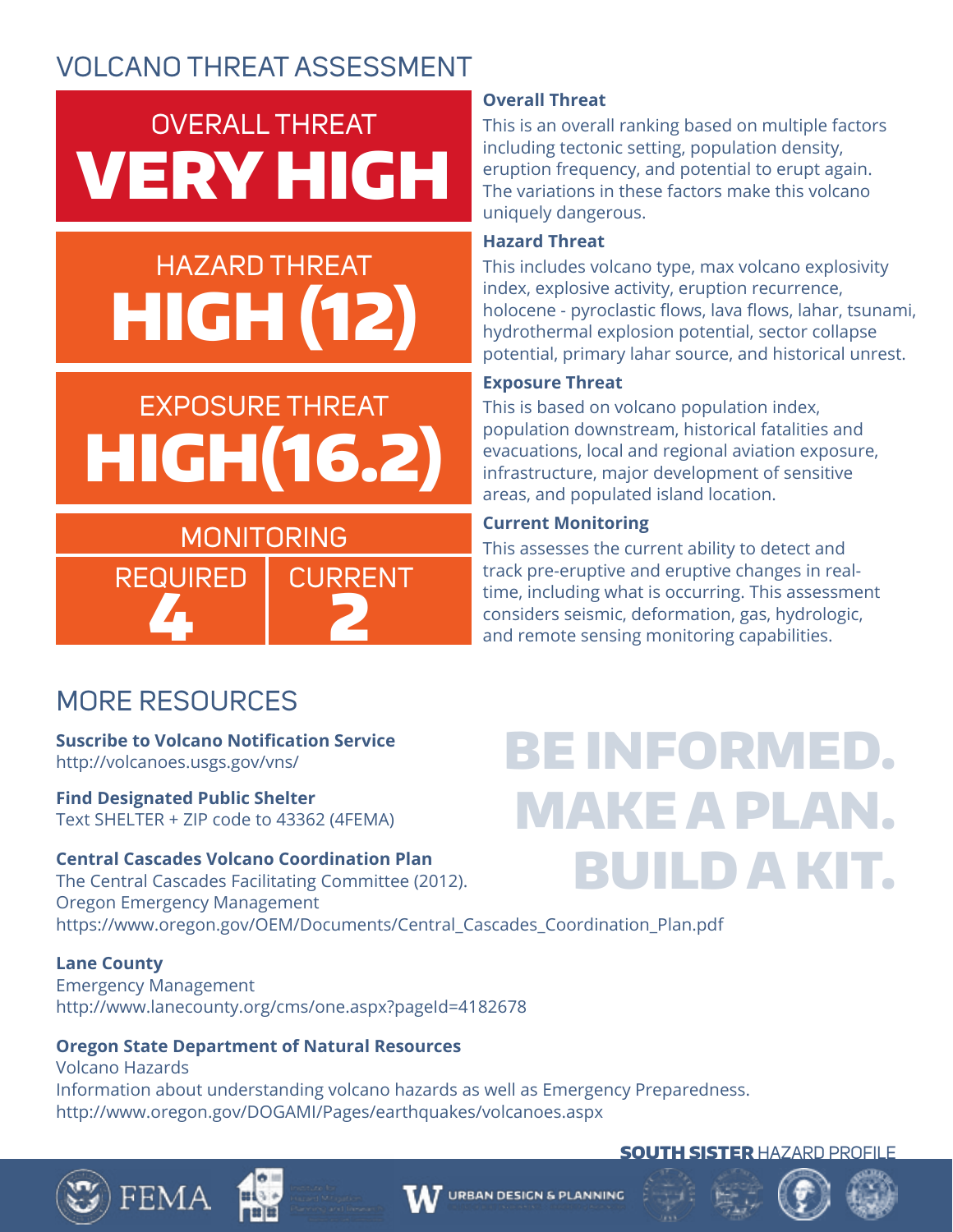# VOLCANO THREAT ASSESSMENT

**OVERALL THREAT**
**VERY HIGH**

**HAZARD THREAT**
**HIGH (12)**

**EXPOSURE THREAT**
**HIGH(16.2)**

**MONITORING**

| REQUIRED | CURRENT |
| --- | --- |
| 4 | 2 |

**Overall Threat**
This is an overall ranking based on multiple factors including tectonic setting, population density, eruption frequency, and potential to erupt again. The variations in these factors make this volcano uniquely dangerous.

**Hazard Threat**
This includes volcano type, max volcano explosivity index, explosive activity, eruption recurrence, holocene - pyroclastic flows, lava flows, lahar, tsunami, hydrothermal explosion potential, sector collapse potential, primary lahar source, and historical unrest.

**Exposure Threat**
This is based on volcano population index, population downstream, historical fatalities and evacuations, local and regional aviation exposure, infrastructure, major development of sensitive areas, and populated island location.

**Current Monitoring**
This assesses the current ability to detect and track pre-eruptive and eruptive changes in real-time, including what is occurring. This assessment considers seismic, deformation, gas, hydrologic, and remote sensing monitoring capabilities.

## MORE RESOURCES

**Suscribe to Volcano Notification Service**
http://volcanoes.usgs.gov/vns/

**Find Designated Public Shelter**
Text SHELTER + ZIP code to 43362 (4FEMA)

**Central Cascades Volcano Coordination Plan**
The Central Cascades Facilitating Committee (2012).
Oregon Emergency Management
https://www.oregon.gov/OEM/Documents/Central_Cascades_Coordination_Plan.pdf

**Lane County**
Emergency Management
http://www.lanecounty.org/cms/one.aspx?pageId=4182678

**Oregon State Department of Natural Resources**
Volcano Hazards
Information about understanding volcano hazards as well as Emergency Preparedness.
http://www.oregon.gov/DOGAMI/Pages/earthquakes/volcanoes.aspx

**BE INFORMED. MAKE A PLAN. BUILD A KIT.**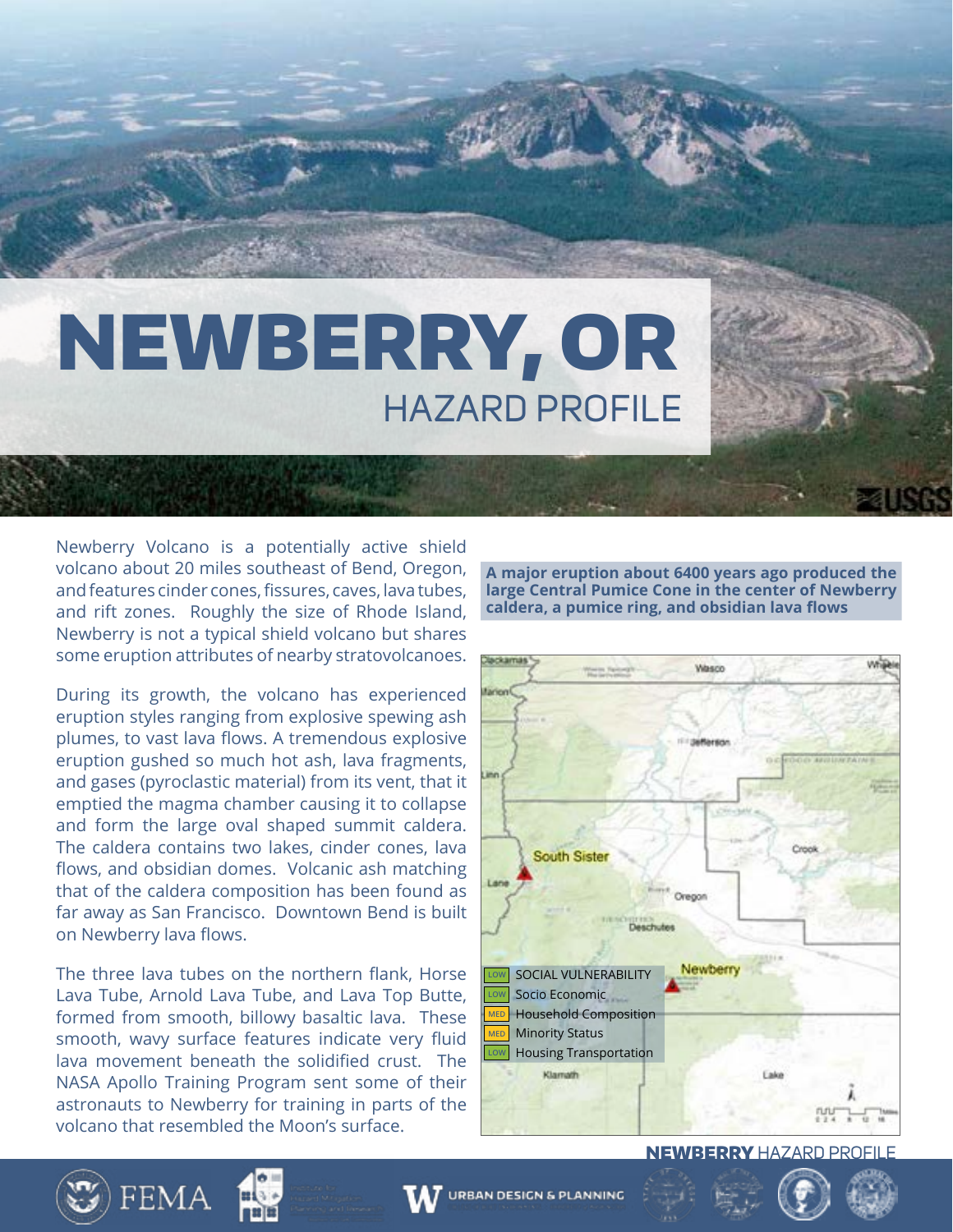# NEWBERRY, OR

## HAZARD PROFILE

Newberry Volcano is a potentially active shield volcano about 20 miles southeast of Bend, Oregon, and features cinder cones, fissures, caves, lava tubes, and rift zones. Roughly the size of Rhode Island, Newberry is not a typical shield volcano but shares some eruption attributes of nearby stratovolcanoes.

During its growth, the volcano has experienced eruption styles ranging from explosive spewing ash plumes, to vast lava flows. A tremendous explosive eruption gushed so much hot ash, lava fragments, and gases (pyroclastic material) from its vent, that it emptied the magma chamber causing it to collapse and form the large oval shaped summit caldera. The caldera contains two lakes, cinder cones, lava flows, and obsidian domes. Volcanic ash matching that of the caldera composition has been found as far away as San Francisco. Downtown Bend is built on Newberry lava flows.

The three lava tubes on the northern flank, Horse Lava Tube, Arnold Lava Tube, and Lava Top Butte, formed from smooth, billowy basaltic lava. These smooth, wavy surface features indicate very fluid lava movement beneath the solidified crust. The NASA Apollo Training Program sent some of their astronauts to Newberry for training in parts of the volcano that resembled the Moon's surface.

**A major eruption about 6400 years ago produced the large Central Pumice Cone in the center of Newberry caldera, a pumice ring, and obsidian lava flows**

| Rating | Category |
| --- | --- |
| LOW | SOCIAL VULNERABILITY |
| LOW | Socio Economic |
| MED | Household Composition |
| MED | Minority Status |
| LOW | Housing Transportation |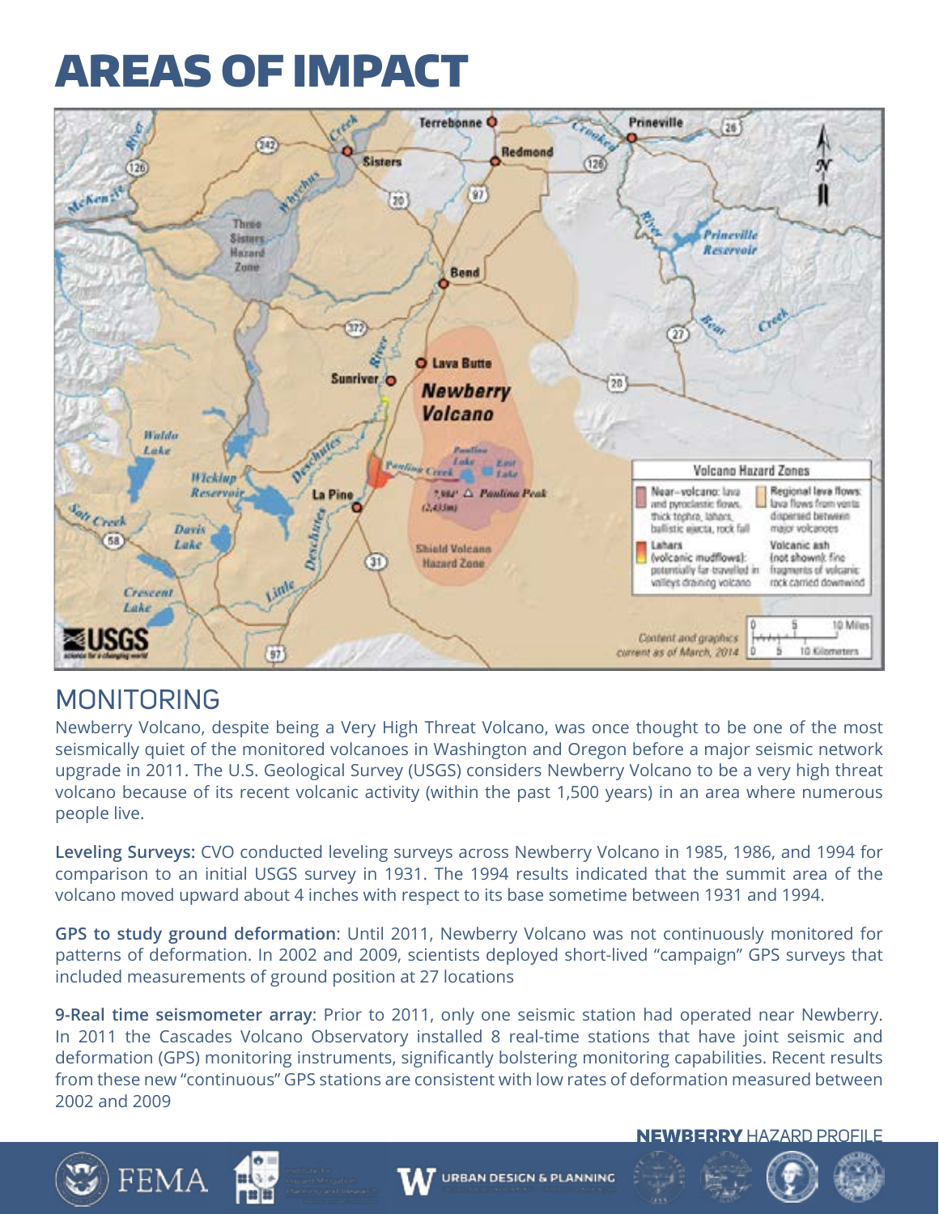# AREAS OF IMPACT

## MONITORING

Newberry Volcano, despite being a Very High Threat Volcano, was once thought to be one of the most seismically quiet of the monitored volcanoes in Washington and Oregon before a major seismic network upgrade in 2011. The U.S. Geological Survey (USGS) considers Newberry Volcano to be a very high threat volcano because of its recent volcanic activity (within the past 1,500 years) in an area where numerous people live.

**Leveling Surveys:** CVO conducted leveling surveys across Newberry Volcano in 1985, 1986, and 1994 for comparison to an initial USGS survey in 1931. The 1994 results indicated that the summit area of the volcano moved upward about 4 inches with respect to its base sometime between 1931 and 1994.

**GPS to study ground deformation**: Until 2011, Newberry Volcano was not continuously monitored for patterns of deformation. In 2002 and 2009, scientists deployed short-lived "campaign" GPS surveys that included measurements of ground position at 27 locations

**9-Real time seismometer array**: Prior to 2011, only one seismic station had operated near Newberry. In 2011 the Cascades Volcano Observatory installed 8 real-time stations that have joint seismic and deformation (GPS) monitoring instruments, significantly bolstering monitoring capabilities. Recent results from these new "continuous" GPS stations are consistent with low rates of deformation measured between 2002 and 2009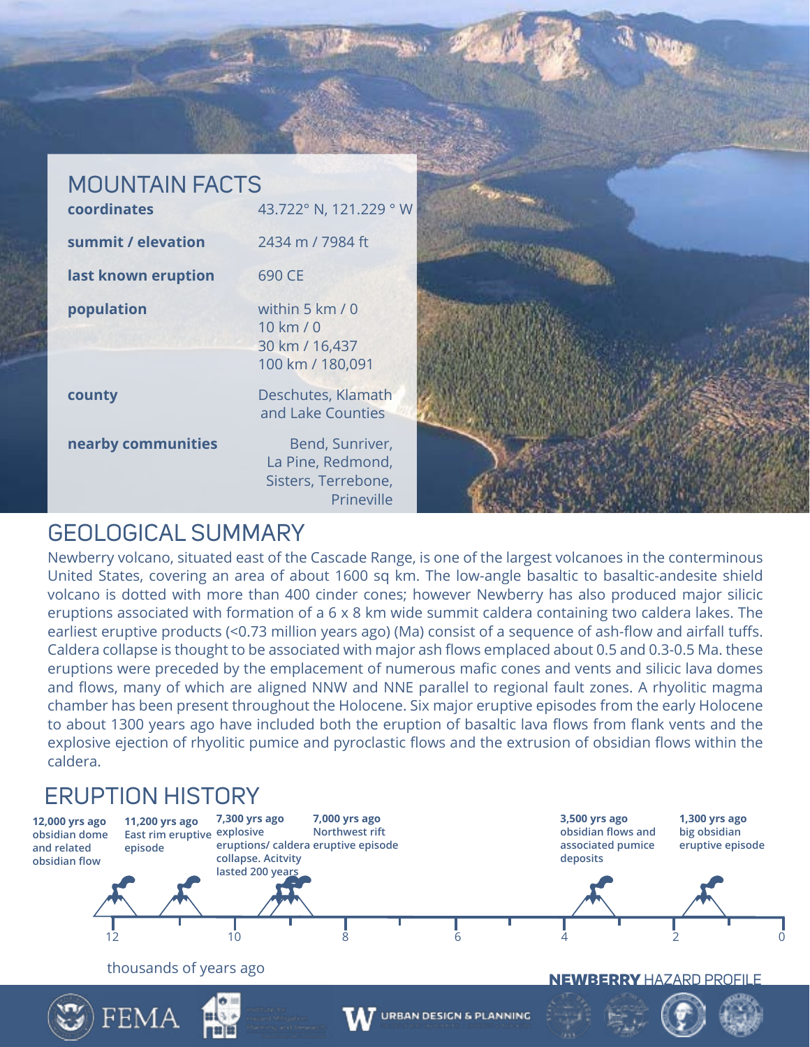## MOUNTAIN FACTS

| | |
|---|---|
| **coordinates** | 43.722° N, 121.229 ° W |
| **summit / elevation** | 2434 m / 7984 ft |
| **last known eruption** | 690 CE |
| **population** | within 5 km / 0<br>10 km / 0<br>30 km / 16,437<br>100 km / 180,091 |
| **county** | Deschutes, Klamath and Lake Counties |
| **nearby communities** | Bend, Sunriver, La Pine, Redmond, Sisters, Terrebone, Prineville |

## GEOLOGICAL SUMMARY

Newberry volcano, situated east of the Cascade Range, is one of the largest volcanoes in the conterminous United States, covering an area of about 1600 sq km. The low-angle basaltic to basaltic-andesite shield volcano is dotted with more than 400 cinder cones; however Newberry has also produced major silicic eruptions associated with formation of a 6 x 8 km wide summit caldera containing two caldera lakes. The earliest eruptive products (<0.73 million years ago) (Ma) consist of a sequence of ash-flow and airfall tuffs. Caldera collapse is thought to be associated with major ash flows emplaced about 0.5 and 0.3-0.5 Ma. these eruptions were preceded by the emplacement of numerous mafic cones and vents and silicic lava domes and flows, many of which are aligned NNW and NNE parallel to regional fault zones. A rhyolitic magma chamber has been present throughout the Holocene. Six major eruptive episodes from the early Holocene to about 1300 years ago have included both the eruption of basaltic lava flows from flank vents and the explosive ejection of rhyolitic pumice and pyroclastic flows and the extrusion of obsidian flows within the caldera.

## ERUPTION HISTORY

- **12,000 yrs ago** obsidian dome and related obsidian flow
- **11,200 yrs ago** East rim eruptive episode
- **7,300 yrs ago** explosive eruptions/ caldera collapse. Acitvity lasted 200 years
- **7,000 yrs ago** Northwest rift eruptive episode
- **3,500 yrs ago** obsidian flows and associated pumice deposits
- **1,300 yrs ago** big obsidian eruptive episode

12 — 10 — 8 — 6 — 4 — 2 — 0

thousands of years ago

**NEWBERRY** HAZARD PROFILE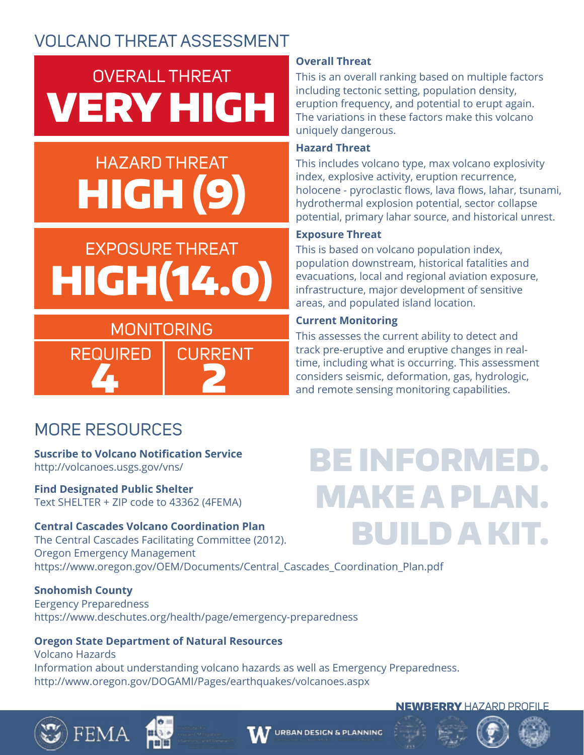# VOLCANO THREAT ASSESSMENT

**OVERALL THREAT**
**VERY HIGH**

**HAZARD THREAT**
**HIGH (9)**

**EXPOSURE THREAT**
**HIGH(14.0)**

**MONITORING**

| REQUIRED | CURRENT |
|---|---|
| 4 | 2 |

**Overall Threat**
This is an overall ranking based on multiple factors including tectonic setting, population density, eruption frequency, and potential to erupt again. The variations in these factors make this volcano uniquely dangerous.

**Hazard Threat**
This includes volcano type, max volcano explosivity index, explosive activity, eruption recurrence, holocene - pyroclastic flows, lava flows, lahar, tsunami, hydrothermal explosion potential, sector collapse potential, primary lahar source, and historical unrest.

**Exposure Threat**
This is based on volcano population index, population downstream, historical fatalities and evacuations, local and regional aviation exposure, infrastructure, major development of sensitive areas, and populated island location.

**Current Monitoring**
This assesses the current ability to detect and track pre-eruptive and eruptive changes in real-time, including what is occurring. This assessment considers seismic, deformation, gas, hydrologic, and remote sensing monitoring capabilities.

## MORE RESOURCES

**Suscribe to Volcano Notification Service**
http://volcanoes.usgs.gov/vns/

**Find Designated Public Shelter**
Text SHELTER + ZIP code to 43362 (4FEMA)

**Central Cascades Volcano Coordination Plan**
The Central Cascades Facilitating Committee (2012).
Oregon Emergency Management
https://www.oregon.gov/OEM/Documents/Central_Cascades_Coordination_Plan.pdf

**Snohomish County**
Eergency Preparedness
https://www.deschutes.org/health/page/emergency-preparedness

**Oregon State Department of Natural Resources**
Volcano Hazards
Information about understanding volcano hazards as well as Emergency Preparedness.
http://www.oregon.gov/DOGAMI/Pages/earthquakes/volcanoes.aspx

**BE INFORMED.**
**MAKE A PLAN.**
**BUILD A KIT.**

**NEWBERRY** HAZARD PROFILE

FEMA

URBAN DESIGN & PLANNING